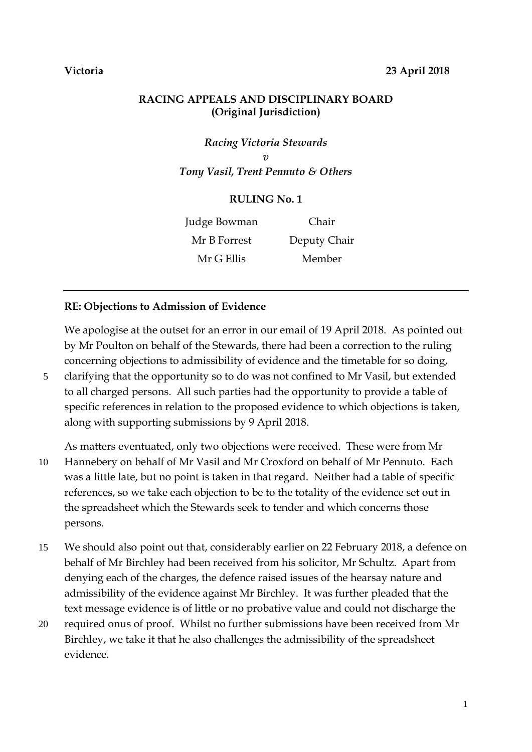**Victoria** **23 April 2018**

**RACING APPEALS AND DISCIPLINARY BOARD**
**(Original Jurisdiction)**

*Racing Victoria Stewards*
*v*
*Tony Vasil, Trent Pennuto & Others*

**RULING No. 1**

| | |
|---|---|
| Judge Bowman | Chair |
| Mr B Forrest | Deputy Chair |
| Mr G Ellis | Member |

---

**RE: Objections to Admission of Evidence**

We apologise at the outset for an error in our email of 19 April 2018. As pointed out by Mr Poulton on behalf of the Stewards, there had been a correction to the ruling concerning objections to admissibility of evidence and the timetable for so doing, clarifying that the opportunity so to do was not confined to Mr Vasil, but extended to all charged persons. All such parties had the opportunity to provide a table of specific references in relation to the proposed evidence to which objections is taken, along with supporting submissions by 9 April 2018.

As matters eventuated, only two objections were received. These were from Mr Hannebery on behalf of Mr Vasil and Mr Croxford on behalf of Mr Pennuto. Each was a little late, but no point is taken in that regard. Neither had a table of specific references, so we take each objection to be to the totality of the evidence set out in the spreadsheet which the Stewards seek to tender and which concerns those persons.

We should also point out that, considerably earlier on 22 February 2018, a defence on behalf of Mr Birchley had been received from his solicitor, Mr Schultz. Apart from denying each of the charges, the defence raised issues of the hearsay nature and admissibility of the evidence against Mr Birchley. It was further pleaded that the text message evidence is of little or no probative value and could not discharge the required onus of proof. Whilst no further submissions have been received from Mr Birchley, we take it that he also challenges the admissibility of the spreadsheet evidence.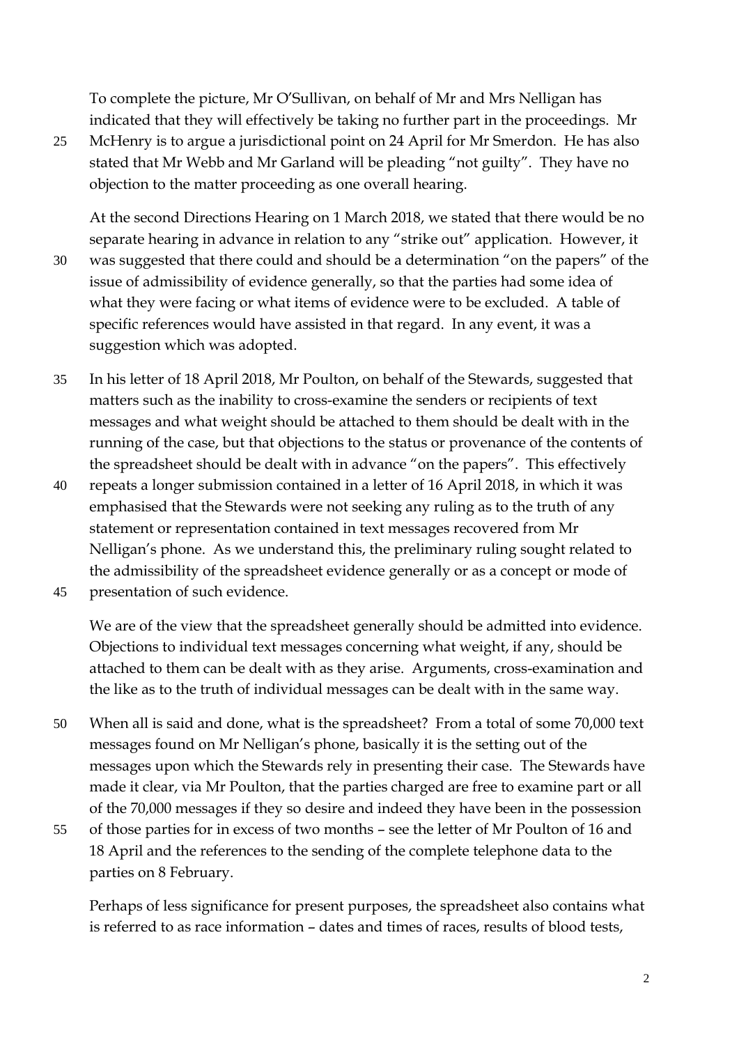To complete the picture, Mr O'Sullivan, on behalf of Mr and Mrs Nelligan has indicated that they will effectively be taking no further part in the proceedings. Mr McHenry is to argue a jurisdictional point on 24 April for Mr Smerdon. He has also stated that Mr Webb and Mr Garland will be pleading "not guilty". They have no objection to the matter proceeding as one overall hearing.

At the second Directions Hearing on 1 March 2018, we stated that there would be no separate hearing in advance in relation to any "strike out" application. However, it was suggested that there could and should be a determination "on the papers" of the issue of admissibility of evidence generally, so that the parties had some idea of what they were facing or what items of evidence were to be excluded. A table of specific references would have assisted in that regard. In any event, it was a suggestion which was adopted.

In his letter of 18 April 2018, Mr Poulton, on behalf of the Stewards, suggested that matters such as the inability to cross-examine the senders or recipients of text messages and what weight should be attached to them should be dealt with in the running of the case, but that objections to the status or provenance of the contents of the spreadsheet should be dealt with in advance "on the papers". This effectively repeats a longer submission contained in a letter of 16 April 2018, in which it was emphasised that the Stewards were not seeking any ruling as to the truth of any statement or representation contained in text messages recovered from Mr Nelligan's phone. As we understand this, the preliminary ruling sought related to the admissibility of the spreadsheet evidence generally or as a concept or mode of presentation of such evidence.

We are of the view that the spreadsheet generally should be admitted into evidence. Objections to individual text messages concerning what weight, if any, should be attached to them can be dealt with as they arise. Arguments, cross-examination and the like as to the truth of individual messages can be dealt with in the same way.

When all is said and done, what is the spreadsheet? From a total of some 70,000 text messages found on Mr Nelligan's phone, basically it is the setting out of the messages upon which the Stewards rely in presenting their case. The Stewards have made it clear, via Mr Poulton, that the parties charged are free to examine part or all of the 70,000 messages if they so desire and indeed they have been in the possession of those parties for in excess of two months – see the letter of Mr Poulton of 16 and 18 April and the references to the sending of the complete telephone data to the parties on 8 February.

Perhaps of less significance for present purposes, the spreadsheet also contains what is referred to as race information – dates and times of races, results of blood tests,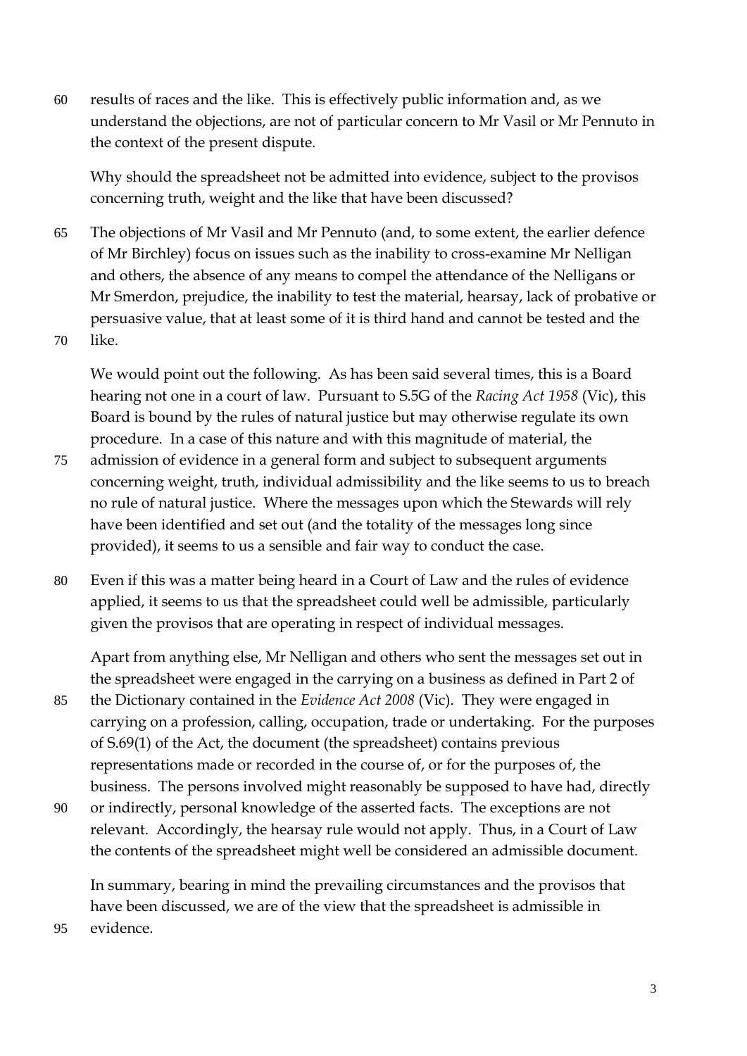results of races and the like. This is effectively public information and, as we understand the objections, are not of particular concern to Mr Vasil or Mr Pennuto in the context of the present dispute.

Why should the spreadsheet not be admitted into evidence, subject to the provisos concerning truth, weight and the like that have been discussed?

The objections of Mr Vasil and Mr Pennuto (and, to some extent, the earlier defence of Mr Birchley) focus on issues such as the inability to cross-examine Mr Nelligan and others, the absence of any means to compel the attendance of the Nelligans or Mr Smerdon, prejudice, the inability to test the material, hearsay, lack of probative or persuasive value, that at least some of it is third hand and cannot be tested and the like.

We would point out the following. As has been said several times, this is a Board hearing not one in a court of law. Pursuant to S.5G of the *Racing Act 1958* (Vic), this Board is bound by the rules of natural justice but may otherwise regulate its own procedure. In a case of this nature and with this magnitude of material, the admission of evidence in a general form and subject to subsequent arguments concerning weight, truth, individual admissibility and the like seems to us to breach no rule of natural justice. Where the messages upon which the Stewards will rely have been identified and set out (and the totality of the messages long since provided), it seems to us a sensible and fair way to conduct the case.

Even if this was a matter being heard in a Court of Law and the rules of evidence applied, it seems to us that the spreadsheet could well be admissible, particularly given the provisos that are operating in respect of individual messages.

Apart from anything else, Mr Nelligan and others who sent the messages set out in the spreadsheet were engaged in the carrying on a business as defined in Part 2 of the Dictionary contained in the *Evidence Act 2008* (Vic). They were engaged in carrying on a profession, calling, occupation, trade or undertaking. For the purposes of S.69(1) of the Act, the document (the spreadsheet) contains previous representations made or recorded in the course of, or for the purposes of, the business. The persons involved might reasonably be supposed to have had, directly or indirectly, personal knowledge of the asserted facts. The exceptions are not relevant. Accordingly, the hearsay rule would not apply. Thus, in a Court of Law the contents of the spreadsheet might well be considered an admissible document.

In summary, bearing in mind the prevailing circumstances and the provisos that have been discussed, we are of the view that the spreadsheet is admissible in evidence.